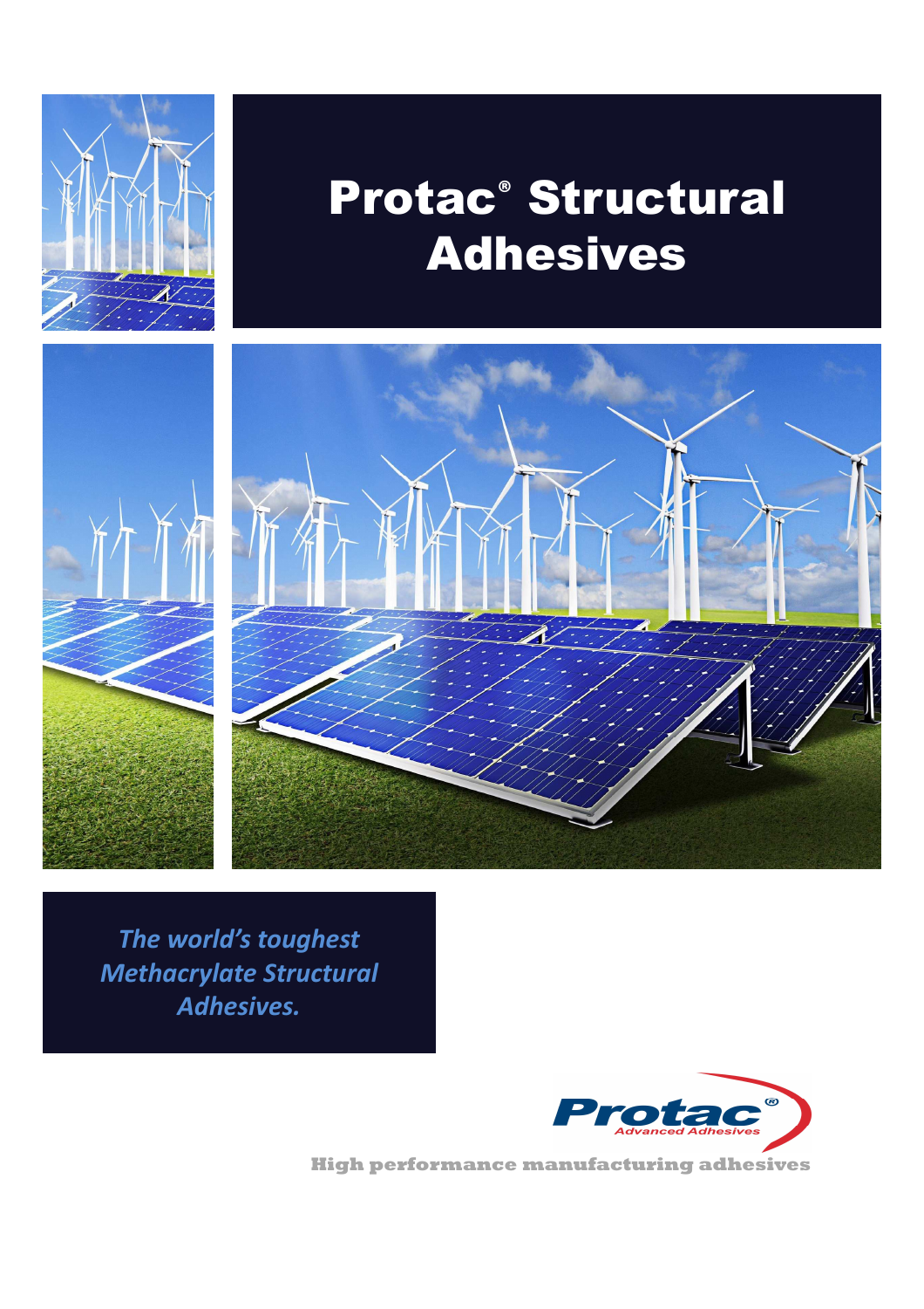# Protac® Structural Adhesives

*The world's toughest Methacrylate Structural Adhesives.*

Protac®
Advanced Adhesives

High performance manufacturing adhesives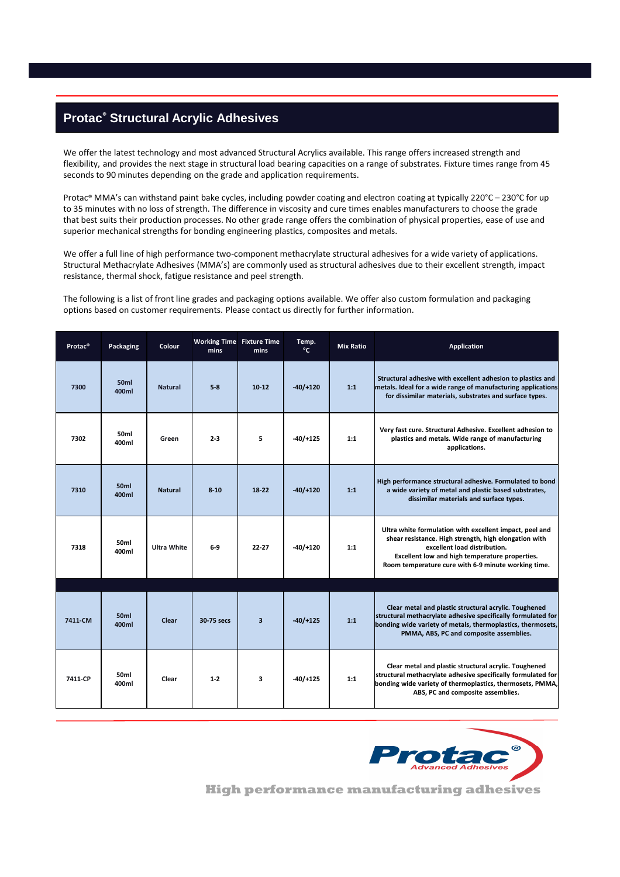## Protac® Structural Acrylic Adhesives

We offer the latest technology and most advanced Structural Acrylics available. This range offers increased strength and flexibility, and provides the next stage in structural load bearing capacities on a range of substrates. Fixture times range from 45 seconds to 90 minutes depending on the grade and application requirements.

Protac® MMA's can withstand paint bake cycles, including powder coating and electron coating at typically 220°C – 230°C for up to 35 minutes with no loss of strength. The difference in viscosity and cure times enables manufacturers to choose the grade that best suits their production processes. No other grade range offers the combination of physical properties, ease of use and superior mechanical strengths for bonding engineering plastics, composites and metals.

We offer a full line of high performance two-component methacrylate structural adhesives for a wide variety of applications. Structural Methacrylate Adhesives (MMA's) are commonly used as structural adhesives due to their excellent strength, impact resistance, thermal shock, fatigue resistance and peel strength.

The following is a list of front line grades and packaging options available. We offer also custom formulation and packaging options based on customer requirements. Please contact us directly for further information.

| Protac® | Packaging | Colour | Working Time mins | Fixture Time mins | Temp. °C | Mix Ratio | Application |
|---|---|---|---|---|---|---|---|
| 7300 | 50ml 400ml | Natural | 5-8 | 10-12 | -40/+120 | 1:1 | Structural adhesive with excellent adhesion to plastics and metals. Ideal for a wide range of manufacturing applications for dissimilar materials, substrates and surface types. |
| 7302 | 50ml 400ml | Green | 2-3 | 5 | -40/+125 | 1:1 | Very fast cure. Structural Adhesive. Excellent adhesion to plastics and metals. Wide range of manufacturing applications. |
| 7310 | 50ml 400ml | Natural | 8-10 | 18-22 | -40/+120 | 1:1 | High performance structural adhesive. Formulated to bond a wide variety of metal and plastic based substrates, dissimilar materials and surface types. |
| 7318 | 50ml 400ml | Ultra White | 6-9 | 22-27 | -40/+120 | 1:1 | Ultra white formulation with excellent impact, peel and shear resistance. High strength, high elongation with excellent load distribution. Excellent low and high temperature properties. Room temperature cure with 6-9 minute working time. |
| 7411-CM | 50ml 400ml | Clear | 30-75 secs | 3 | -40/+125 | 1:1 | Clear metal and plastic structural acrylic. Toughened structural methacrylate adhesive specifically formulated for bonding wide variety of metals, thermoplastics, thermosets, PMMA, ABS, PC and composite assemblies. |
| 7411-CP | 50ml 400ml | Clear | 1-2 | 3 | -40/+125 | 1:1 | Clear metal and plastic structural acrylic. Toughened structural methacrylate adhesive specifically formulated for bonding wide variety of thermoplastics, thermosets, PMMA, ABS, PC and composite assemblies. |

Protac® Advanced Adhesives

High performance manufacturing adhesives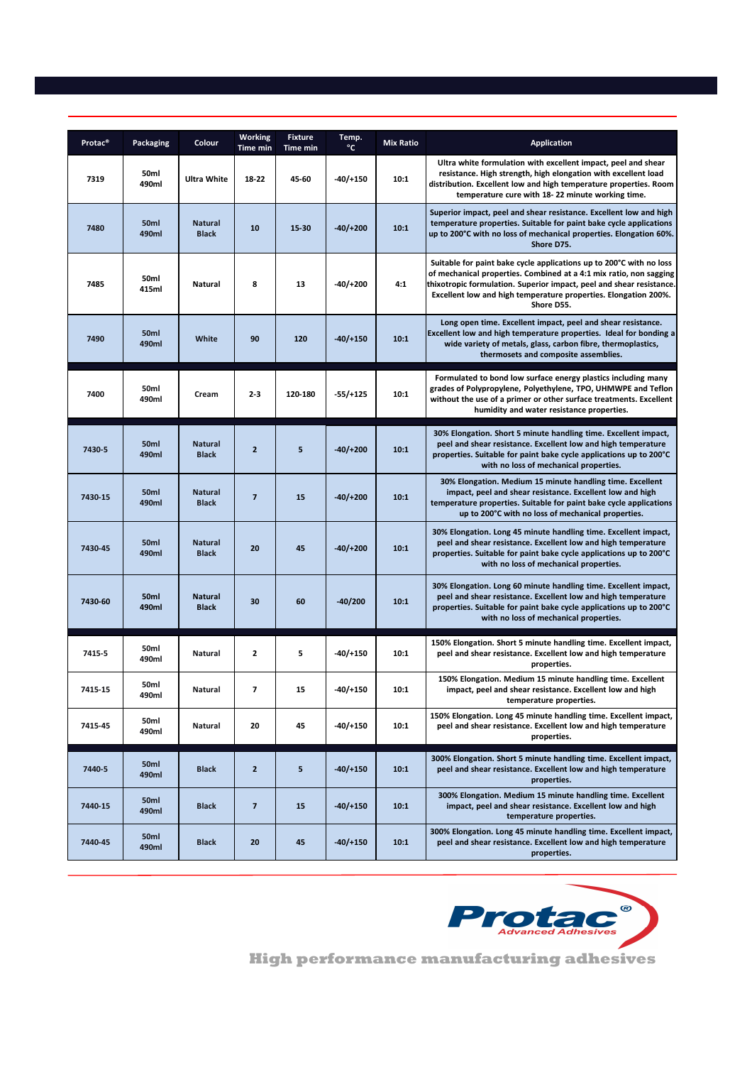| Protac® | Packaging | Colour | Working Time min | Fixture Time min | Temp. °C | Mix Ratio | Application |
|---|---|---|---|---|---|---|---|
| 7319 | 50ml 490ml | Ultra White | 18-22 | 45-60 | -40/+150 | 10:1 | Ultra white formulation with excellent impact, peel and shear resistance. High strength, high elongation with excellent load distribution. Excellent low and high temperature properties. Room temperature cure with 18- 22 minute working time. |
| 7480 | 50ml 490ml | Natural Black | 10 | 15-30 | -40/+200 | 10:1 | Superior impact, peel and shear resistance. Excellent low and high temperature properties. Suitable for paint bake cycle applications up to 200°C with no loss of mechanical properties. Elongation 60%. Shore D75. |
| 7485 | 50ml 415ml | Natural | 8 | 13 | -40/+200 | 4:1 | Suitable for paint bake cycle applications up to 200°C with no loss of mechanical properties. Combined at a 4:1 mix ratio, non sagging thixotropic formulation. Superior impact, peel and shear resistance. Excellent low and high temperature properties. Elongation 200%. Shore D55. |
| 7490 | 50ml 490ml | White | 90 | 120 | -40/+150 | 10:1 | Long open time. Excellent impact, peel and shear resistance. Excellent low and high temperature properties. Ideal for bonding a wide variety of metals, glass, carbon fibre, thermoplastics, thermosets and composite assemblies. |
| 7400 | 50ml 490ml | Cream | 2-3 | 120-180 | -55/+125 | 10:1 | Formulated to bond low surface energy plastics including many grades of Polypropylene, Polyethylene, TPO, UHMWPE and Teflon without the use of a primer or other surface treatments. Excellent humidity and water resistance properties. |
| 7430-5 | 50ml 490ml | Natural Black | 2 | 5 | -40/+200 | 10:1 | 30% Elongation. Short 5 minute handling time. Excellent impact, peel and shear resistance. Excellent low and high temperature properties. Suitable for paint bake cycle applications up to 200°C with no loss of mechanical properties. |
| 7430-15 | 50ml 490ml | Natural Black | 7 | 15 | -40/+200 | 10:1 | 30% Elongation. Medium 15 minute handling time. Excellent impact, peel and shear resistance. Excellent low and high temperature properties. Suitable for paint bake cycle applications up to 200°C with no loss of mechanical properties. |
| 7430-45 | 50ml 490ml | Natural Black | 20 | 45 | -40/+200 | 10:1 | 30% Elongation. Long 45 minute handling time. Excellent impact, peel and shear resistance. Excellent low and high temperature properties. Suitable for paint bake cycle applications up to 200°C with no loss of mechanical properties. |
| 7430-60 | 50ml 490ml | Natural Black | 30 | 60 | -40/200 | 10:1 | 30% Elongation. Long 60 minute handling time. Excellent impact, peel and shear resistance. Excellent low and high temperature properties. Suitable for paint bake cycle applications up to 200°C with no loss of mechanical properties. |
| 7415-5 | 50ml 490ml | Natural | 2 | 5 | -40/+150 | 10:1 | 150% Elongation. Short 5 minute handling time. Excellent impact, peel and shear resistance. Excellent low and high temperature properties. |
| 7415-15 | 50ml 490ml | Natural | 7 | 15 | -40/+150 | 10:1 | 150% Elongation. Medium 15 minute handling time. Excellent impact, peel and shear resistance. Excellent low and high temperature properties. |
| 7415-45 | 50ml 490ml | Natural | 20 | 45 | -40/+150 | 10:1 | 150% Elongation. Long 45 minute handling time. Excellent impact, peel and shear resistance. Excellent low and high temperature properties. |
| 7440-5 | 50ml 490ml | Black | 2 | 5 | -40/+150 | 10:1 | 300% Elongation. Short 5 minute handling time. Excellent impact, peel and shear resistance. Excellent low and high temperature properties. |
| 7440-15 | 50ml 490ml | Black | 7 | 15 | -40/+150 | 10:1 | 300% Elongation. Medium 15 minute handling time. Excellent impact, peel and shear resistance. Excellent low and high temperature properties. |
| 7440-45 | 50ml 490ml | Black | 20 | 45 | -40/+150 | 10:1 | 300% Elongation. Long 45 minute handling time. Excellent impact, peel and shear resistance. Excellent low and high temperature properties. |

Protac® Advanced Adhesives

High performance manufacturing adhesives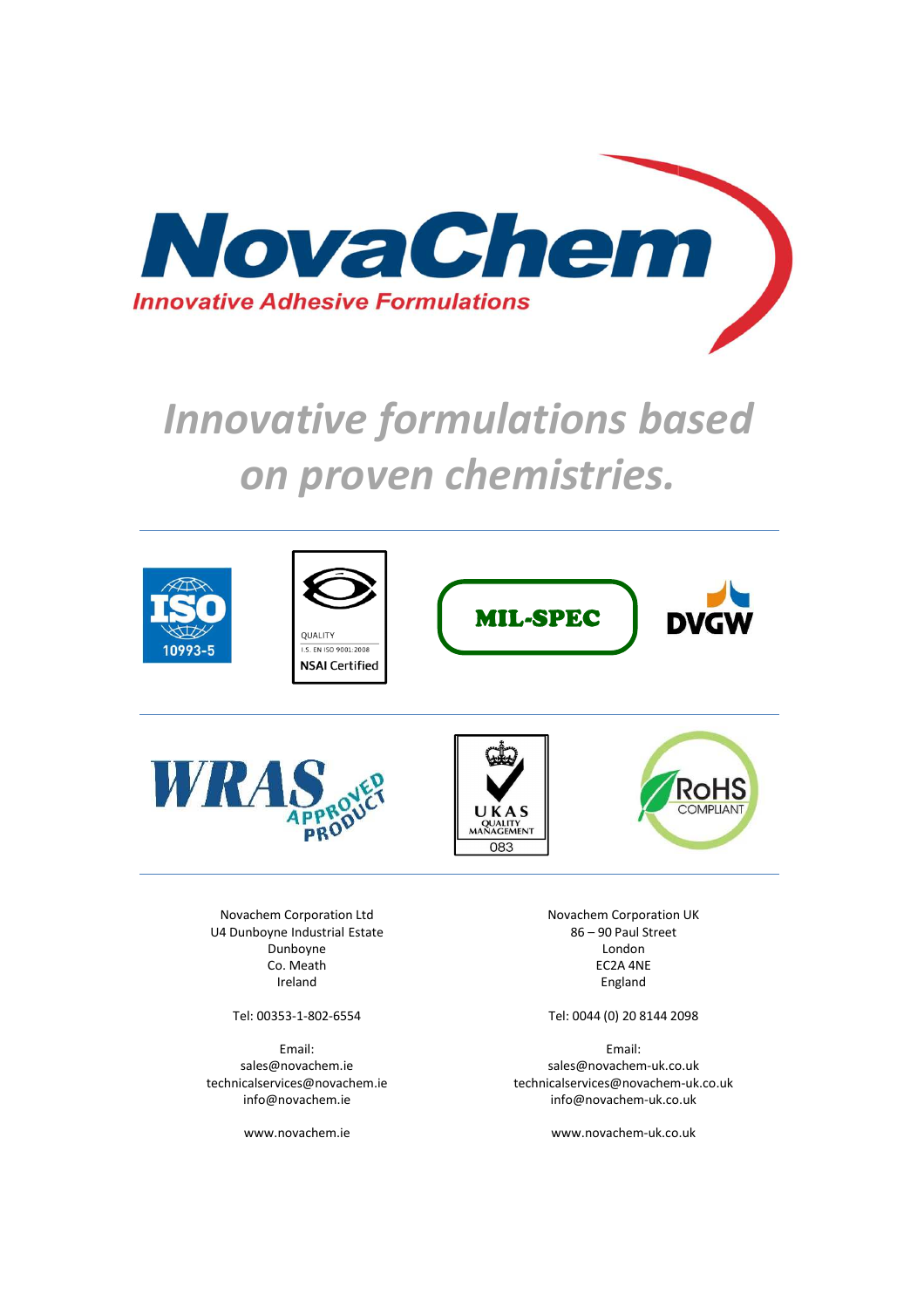# NovaChem

**Innovative Adhesive Formulations**

*Innovative formulations based on proven chemistries.*

ISO 10993-5

QUALITY
I.S. EN ISO 9001:2008
NSAI Certified

MIL-SPEC

DVGW

WRAS APPROVED PRODUCT

UKAS QUALITY MANAGEMENT 083

RoHS COMPLIANT

Novachem Corporation Ltd
U4 Dunboyne Industrial Estate
Dunboyne
Co. Meath
Ireland

Tel: 00353-1-802-6554

Email:
sales@novachem.ie
technicalservices@novachem.ie
info@novachem.ie

www.novachem.ie

Novachem Corporation UK
86 – 90 Paul Street
London
EC2A 4NE
England

Tel: 0044 (0) 20 8144 2098

Email:
sales@novachem-uk.co.uk
technicalservices@novachem-uk.co.uk
info@novachem-uk.co.uk

www.novachem-uk.co.uk